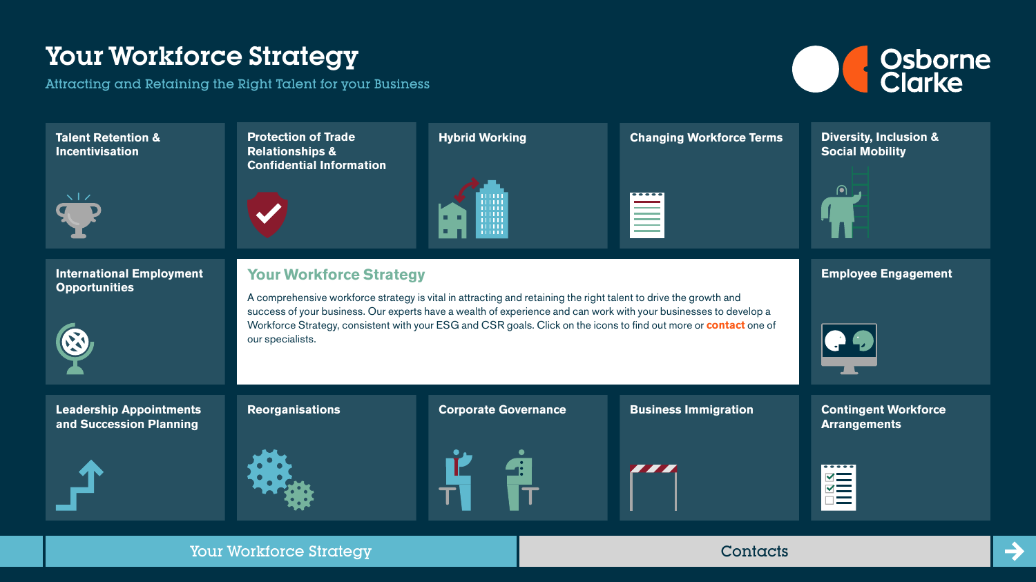# Your Workforce Strategy

Attracting and Retaining the Right Talent for your Business

Osborne Clarke

**Talent Retention & Incentivisation**

**Protection of Trade Relationships & Confidential Information**

**Hybrid Working**

**Changing Workforce Terms**

**Diversity, Inclusion & Social Mobility**

**International Employment Opportunities**

## Your Workforce Strategy

A comprehensive workforce strategy is vital in attracting and retaining the right talent to drive the growth and success of your business. Our experts have a wealth of experience and can work with your businesses to develop a Workforce Strategy, consistent with your ESG and CSR goals. Click on the icons to find out more or contact one of our specialists.

**Employee Engagement**

**Leadership Appointments and Succession Planning**

**Reorganisations**

**Corporate Governance**

**Business Immigration**

**Contingent Workforce Arrangements**

Your Workforce Strategy | Contacts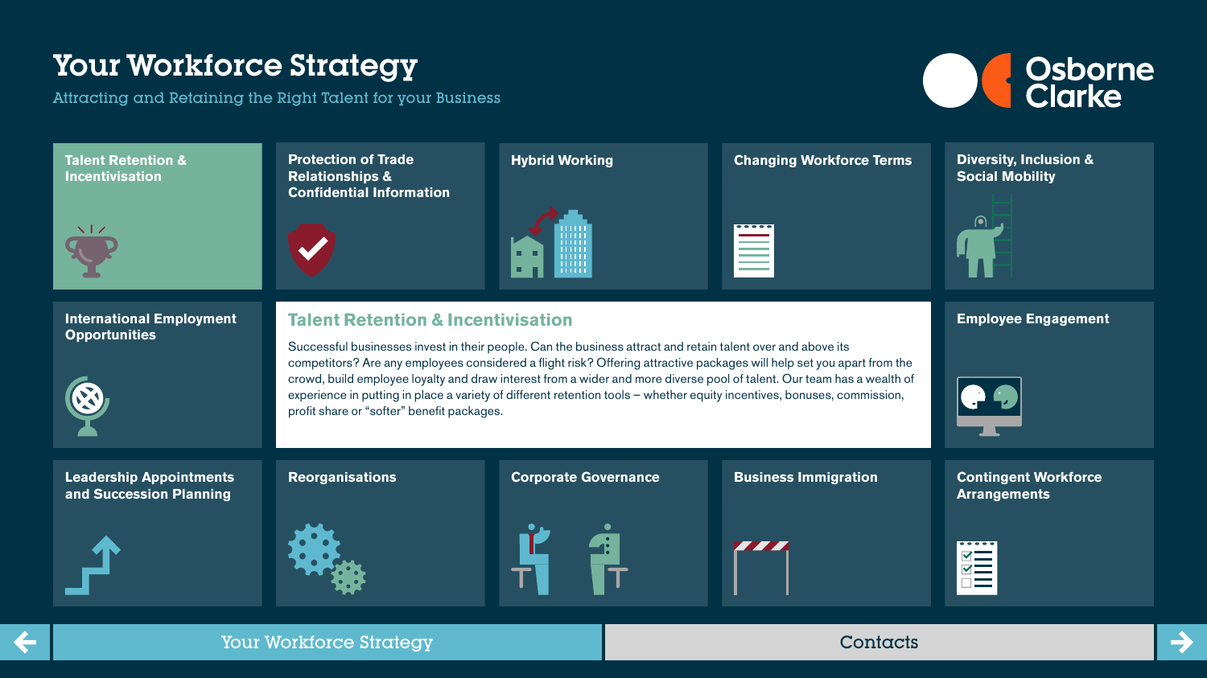# Your Workforce Strategy

Attracting and Retaining the Right Talent for your Business

Osborne Clarke

- Talent Retention & Incentivisation
- Protection of Trade Relationships & Confidential Information
- Hybrid Working
- Changing Workforce Terms
- Diversity, Inclusion & Social Mobility
- International Employment Opportunities

## Talent Retention & Incentivisation

Successful businesses invest in their people. Can the business attract and retain talent over and above its competitors? Are any employees considered a flight risk? Offering attractive packages will help set you apart from the crowd, build employee loyalty and draw interest from a wider and more diverse pool of talent. Our team has a wealth of experience in putting in place a variety of different retention tools – whether equity incentives, bonuses, commission, profit share or "softer" benefit packages.

- Employee Engagement
- Leadership Appointments and Succession Planning
- Reorganisations
- Corporate Governance
- Business Immigration
- Contingent Workforce Arrangements

Your Workforce Strategy | Contacts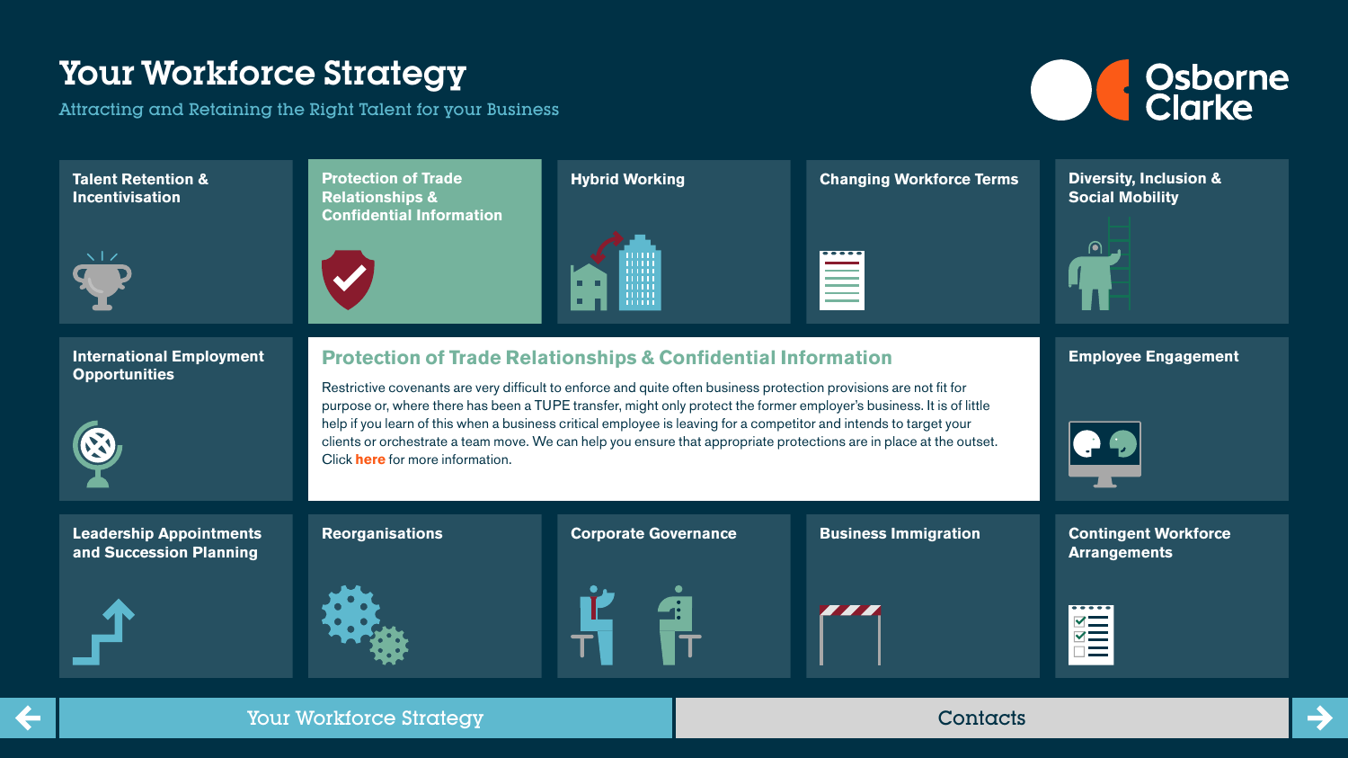# Your Workforce Strategy

Attracting and Retaining the Right Talent for your Business

Osborne Clarke

- Talent Retention & Incentivisation
- Protection of Trade Relationships & Confidential Information
- Hybrid Working
- Changing Workforce Terms
- Diversity, Inclusion & Social Mobility
- International Employment Opportunities

## Protection of Trade Relationships & Confidential Information

Restrictive covenants are very difficult to enforce and quite often business protection provisions are not fit for purpose or, where there has been a TUPE transfer, might only protect the former employer's business. It is of little help if you learn of this when a business critical employee is leaving for a competitor and intends to target your clients or orchestrate a team move. We can help you ensure that appropriate protections are in place at the outset. Click **here** for more information.

- Employee Engagement
- Leadership Appointments and Succession Planning
- Reorganisations
- Corporate Governance
- Business Immigration
- Contingent Workforce Arrangements

Your Workforce Strategy | Contacts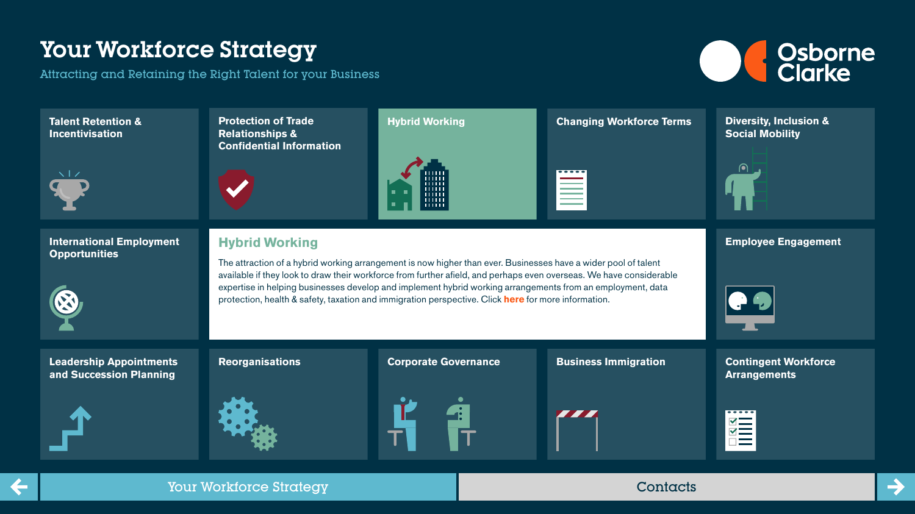# Your Workforce Strategy

Attracting and Retaining the Right Talent for your Business

Osborne Clarke

**Talent Retention & Incentivisation**

**Protection of Trade Relationships & Confidential Information**

**Hybrid Working**

**Changing Workforce Terms**

**Diversity, Inclusion & Social Mobility**

**International Employment Opportunities**

## Hybrid Working

The attraction of a hybrid working arrangement is now higher than ever. Businesses have a wider pool of talent available if they look to draw their workforce from further afield, and perhaps even overseas. We have considerable expertise in helping businesses develop and implement hybrid working arrangements from an employment, data protection, health & safety, taxation and immigration perspective. Click **here** for more information.

**Employee Engagement**

**Leadership Appointments and Succession Planning**

**Reorganisations**

**Corporate Governance**

**Business Immigration**

**Contingent Workforce Arrangements**

Your Workforce Strategy

Contacts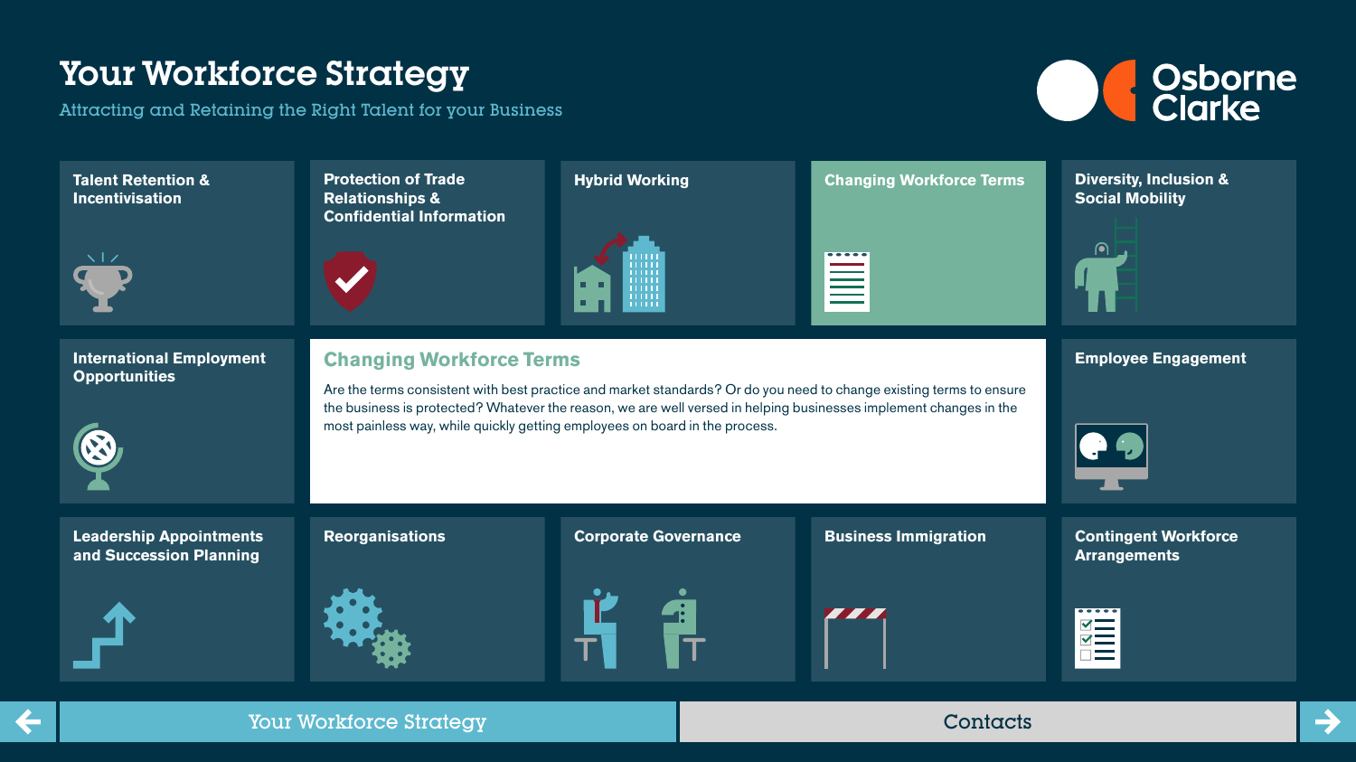# Your Workforce Strategy

Attracting and Retaining the Right Talent for your Business

Osborne Clarke

- Talent Retention & Incentivisation
- Protection of Trade Relationships & Confidential Information
- Hybrid Working
- Changing Workforce Terms
- Diversity, Inclusion & Social Mobility
- International Employment Opportunities

## Changing Workforce Terms

Are the terms consistent with best practice and market standards? Or do you need to change existing terms to ensure the business is protected? Whatever the reason, we are well versed in helping businesses implement changes in the most painless way, while quickly getting employees on board in the process.

- Employee Engagement
- Leadership Appointments and Succession Planning
- Reorganisations
- Corporate Governance
- Business Immigration
- Contingent Workforce Arrangements

Your Workforce Strategy

Contacts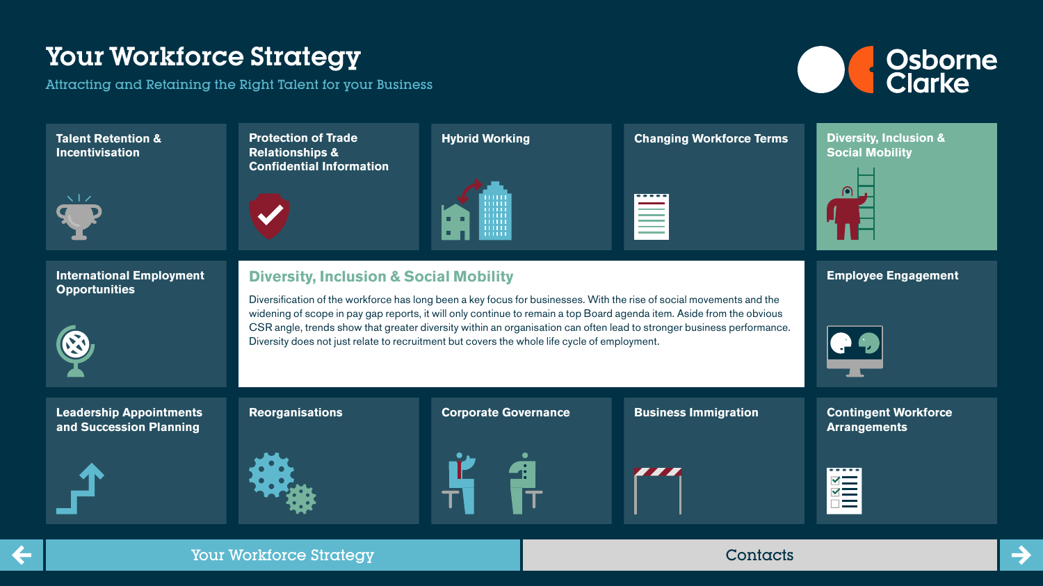# Your Workforce Strategy

Attracting and Retaining the Right Talent for your Business

Osborne Clarke

- Talent Retention & Incentivisation
- Protection of Trade Relationships & Confidential Information
- Hybrid Working
- Changing Workforce Terms
- Diversity, Inclusion & Social Mobility
- International Employment Opportunities

## Diversity, Inclusion & Social Mobility

Diversification of the workforce has long been a key focus for businesses. With the rise of social movements and the widening of scope in pay gap reports, it will only continue to remain a top Board agenda item. Aside from the obvious CSR angle, trends show that greater diversity within an organisation can often lead to stronger business performance. Diversity does not just relate to recruitment but covers the whole life cycle of employment.

- Employee Engagement
- Leadership Appointments and Succession Planning
- Reorganisations
- Corporate Governance
- Business Immigration
- Contingent Workforce Arrangements

Your Workforce Strategy | Contacts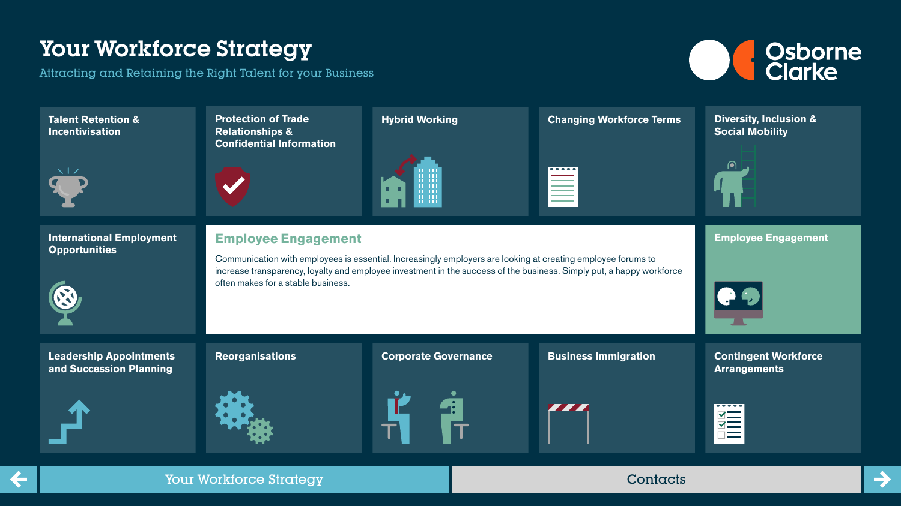# Your Workforce Strategy

Attracting and Retaining the Right Talent for your Business

Osborne Clarke

- Talent Retention & Incentivisation
- Protection of Trade Relationships & Confidential Information
- Hybrid Working
- Changing Workforce Terms
- Diversity, Inclusion & Social Mobility
- International Employment Opportunities

## Employee Engagement

Communication with employees is essential. Increasingly employers are looking at creating employee forums to increase transparency, loyalty and employee investment in the success of the business. Simply put, a happy workforce often makes for a stable business.

- Employee Engagement
- Leadership Appointments and Succession Planning
- Reorganisations
- Corporate Governance
- Business Immigration
- Contingent Workforce Arrangements

Your Workforce Strategy | Contacts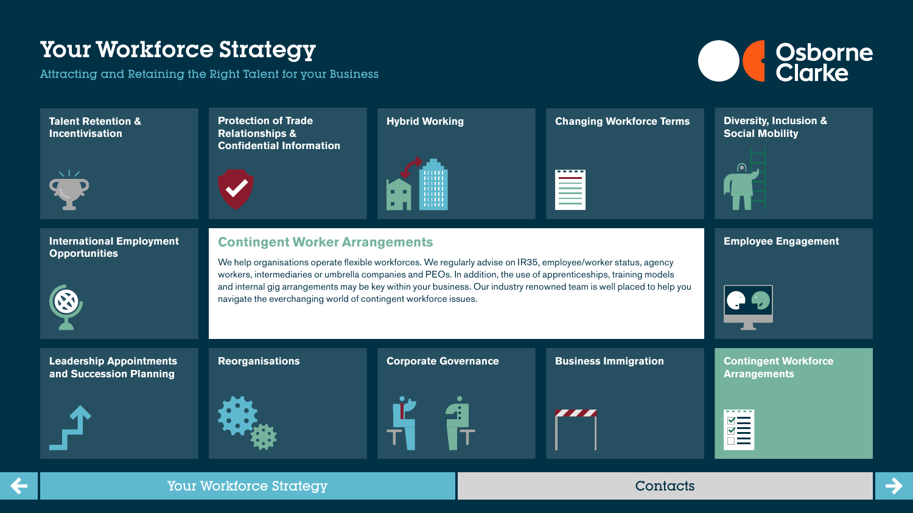# Your Workforce Strategy

Attracting and Retaining the Right Talent for your Business

Osborne Clarke

- Talent Retention & Incentivisation
- Protection of Trade Relationships & Confidential Information
- Hybrid Working
- Changing Workforce Terms
- Diversity, Inclusion & Social Mobility
- International Employment Opportunities

## Contingent Worker Arrangements

We help organisations operate flexible workforces. We regularly advise on IR35, employee/worker status, agency workers, intermediaries or umbrella companies and PEOs. In addition, the use of apprenticeships, training models and internal gig arrangements may be key within your business. Our industry renowned team is well placed to help you navigate the everchanging world of contingent workforce issues.

- Employee Engagement
- Leadership Appointments and Succession Planning
- Reorganisations
- Corporate Governance
- Business Immigration
- Contingent Workforce Arrangements

Your Workforce Strategy | Contacts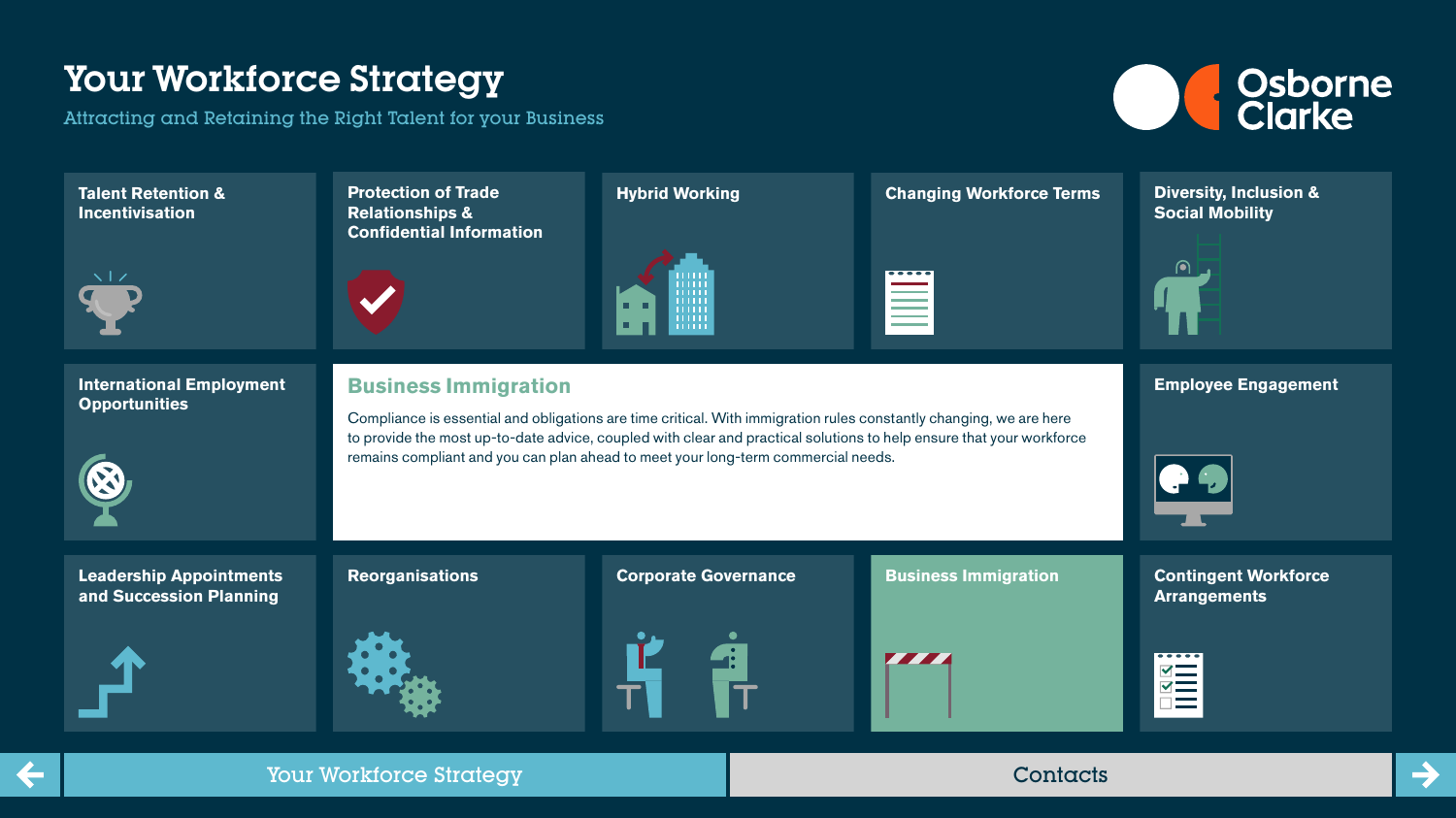# Your Workforce Strategy

Attracting and Retaining the Right Talent for your Business

Osborne Clarke

- Talent Retention & Incentivisation
- Protection of Trade Relationships & Confidential Information
- Hybrid Working
- Changing Workforce Terms
- Diversity, Inclusion & Social Mobility
- International Employment Opportunities

## Business Immigration

Compliance is essential and obligations are time critical. With immigration rules constantly changing, we are here to provide the most up-to-date advice, coupled with clear and practical solutions to help ensure that your workforce remains compliant and you can plan ahead to meet your long-term commercial needs.

- Employee Engagement
- Leadership Appointments and Succession Planning
- Reorganisations
- Corporate Governance
- Business Immigration
- Contingent Workforce Arrangements

Your Workforce Strategy | Contacts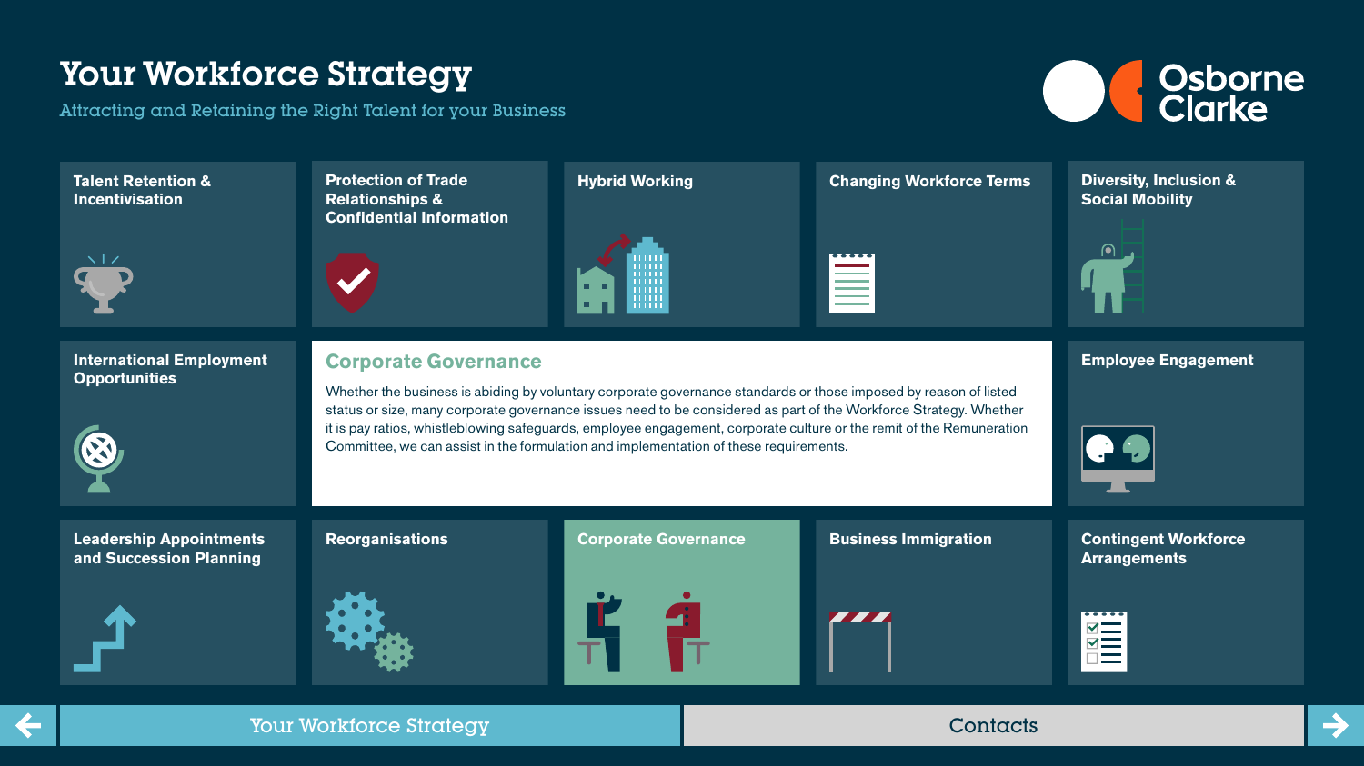# Your Workforce Strategy

Attracting and Retaining the Right Talent for your Business

Osborne Clarke

**Talent Retention & Incentivisation**

**Protection of Trade Relationships & Confidential Information**

**Hybrid Working**

**Changing Workforce Terms**

**Diversity, Inclusion & Social Mobility**

**International Employment Opportunities**

## Corporate Governance

Whether the business is abiding by voluntary corporate governance standards or those imposed by reason of listed status or size, many corporate governance issues need to be considered as part of the Workforce Strategy. Whether it is pay ratios, whistleblowing safeguards, employee engagement, corporate culture or the remit of the Remuneration Committee, we can assist in the formulation and implementation of these requirements.

**Employee Engagement**

**Leadership Appointments and Succession Planning**

**Reorganisations**

**Corporate Governance**

**Business Immigration**

**Contingent Workforce Arrangements**

Your Workforce Strategy

Contacts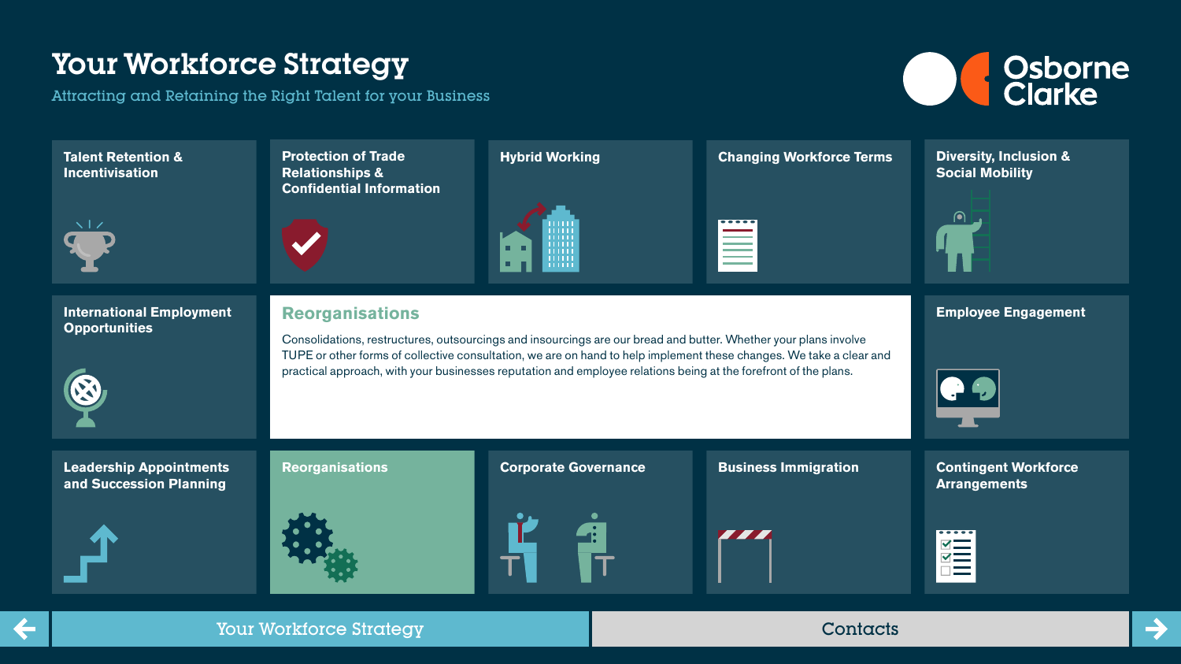# Your Workforce Strategy

Attracting and Retaining the Right Talent for your Business

Osborne Clarke

**Talent Retention & Incentivisation**

**Protection of Trade Relationships & Confidential Information**

**Hybrid Working**

**Changing Workforce Terms**

**Diversity, Inclusion & Social Mobility**

**International Employment Opportunities**

## Reorganisations

Consolidations, restructures, outsourcings and insourcings are our bread and butter. Whether your plans involve TUPE or other forms of collective consultation, we are on hand to help implement these changes. We take a clear and practical approach, with your businesses reputation and employee relations being at the forefront of the plans.

**Employee Engagement**

**Leadership Appointments and Succession Planning**

**Reorganisations**

**Corporate Governance**

**Business Immigration**

**Contingent Workforce Arrangements**

Your Workforce Strategy | Contacts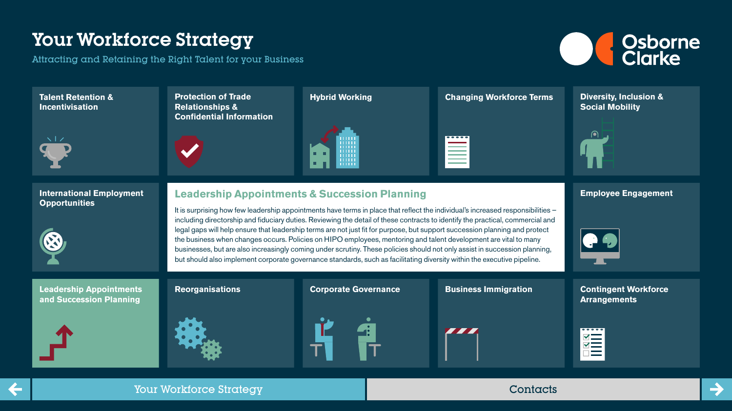# Your Workforce Strategy

Attracting and Retaining the Right Talent for your Business

Osborne Clarke

- Talent Retention & Incentivisation
- Protection of Trade Relationships & Confidential Information
- Hybrid Working
- Changing Workforce Terms
- Diversity, Inclusion & Social Mobility
- International Employment Opportunities

## Leadership Appointments & Succession Planning

It is surprising how few leadership appointments have terms in place that reflect the individual's increased responsibilities – including directorship and fiduciary duties. Reviewing the detail of these contracts to identify the practical, commercial and legal gaps will help ensure that leadership terms are not just fit for purpose, but support succession planning and protect the business when changes occurs. Policies on HIPO employees, mentoring and talent development are vital to many businesses, but are also increasingly coming under scrutiny. These policies should not only assist in succession planning, but should also implement corporate governance standards, such as facilitating diversity within the executive pipeline.

- Employee Engagement
- Leadership Appointments and Succession Planning
- Reorganisations
- Corporate Governance
- Business Immigration
- Contingent Workforce Arrangements

Your Workforce Strategy | Contacts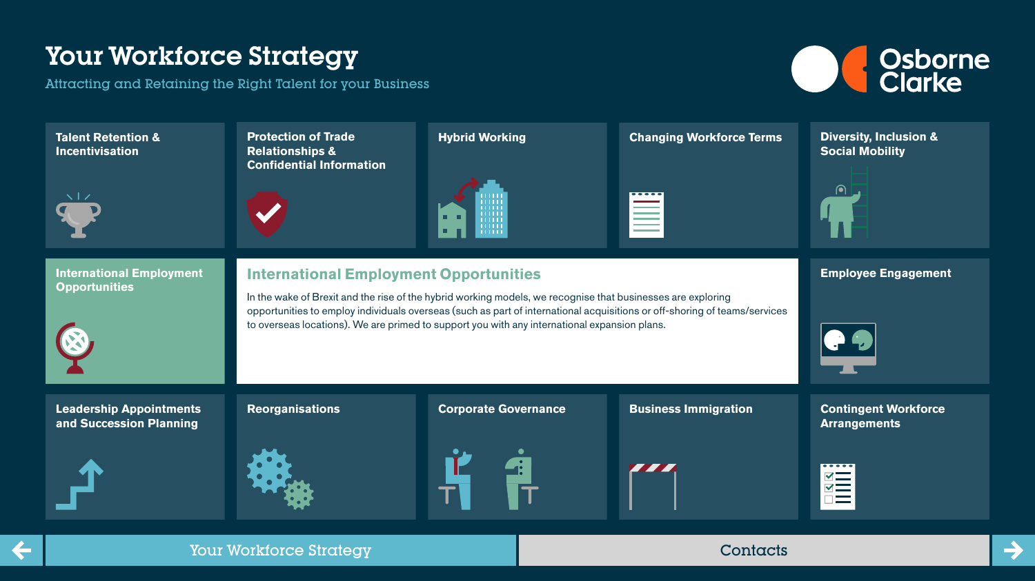# Your Workforce Strategy

Attracting and Retaining the Right Talent for your Business

Osborne Clarke

- Talent Retention & Incentivisation
- Protection of Trade Relationships & Confidential Information
- Hybrid Working
- Changing Workforce Terms
- Diversity, Inclusion & Social Mobility
- International Employment Opportunities

## International Employment Opportunities

In the wake of Brexit and the rise of the hybrid working models, we recognise that businesses are exploring opportunities to employ individuals overseas (such as part of international acquisitions or off-shoring of teams/services to overseas locations). We are primed to support you with any international expansion plans.

- Employee Engagement
- Leadership Appointments and Succession Planning
- Reorganisations
- Corporate Governance
- Business Immigration
- Contingent Workforce Arrangements

Your Workforce Strategy | Contacts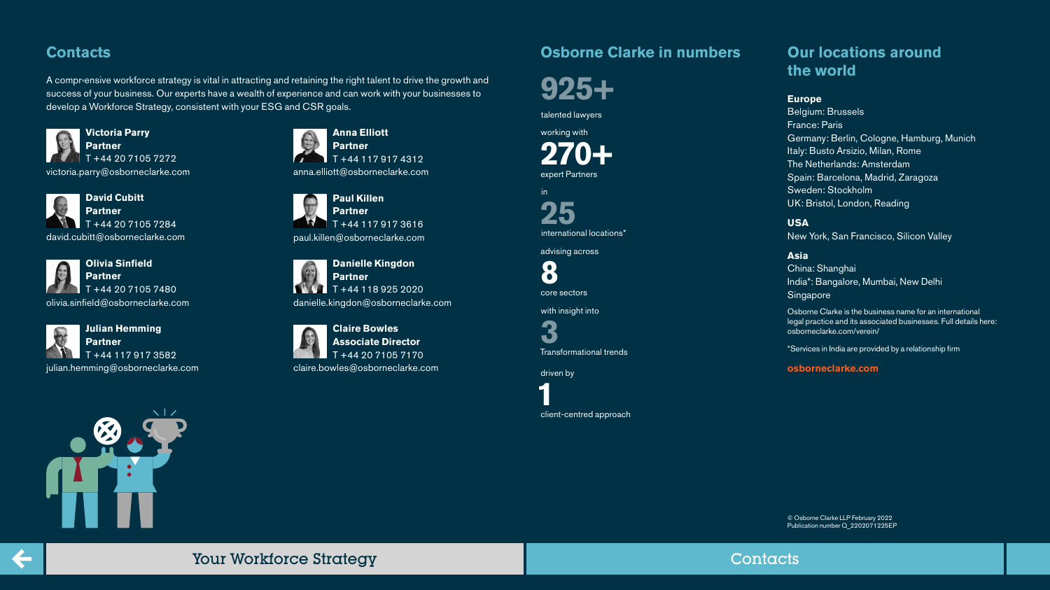## Contacts

A compr›ensive workforce strategy is vital in attracting and retaining the right talent to drive the growth and success of your business. Our experts have a wealth of experience and can work with your businesses to develop a Workforce Strategy, consistent with your ESG and CSR goals.

**Victoria Parry**
**Partner**
T +44 20 7105 7272
victoria.parry@osborneclarke.com

**David Cubitt**
**Partner**
T +44 20 7105 7284
david.cubitt@osborneclarke.com

**Olivia Sinfield**
**Partner**
T +44 20 7105 7480
olivia.sinfield@osborneclarke.com

**Julian Hemming**
**Partner**
T +44 117 917 3582
julian.hemming@osborneclarke.com

**Anna Elliott**
**Partner**
T +44 117 917 4312
anna.elliott@osborneclarke.com

**Paul Killen**
**Partner**
T +44 117 917 3616
paul.killen@osborneclarke.com

**Danielle Kingdon**
**Partner**
T +44 118 925 2020
danielle.kingdon@osborneclarke.com

**Claire Bowles**
**Associate Director**
T +44 20 7105 7170
claire.bowles@osborneclarke.com

## Osborne Clarke in numbers

**925+**
talented lawyers

working with
**270+**
expert Partners

in
**25**
international locations*

advising across
**8**
core sectors

with insight into
**3**
Transformational trends

driven by
**1**
client-centred approach

## Our locations around the world

**Europe**
Belgium: Brussels
France: Paris
Germany: Berlin, Cologne, Hamburg, Munich
Italy: Busto Arsizio, Milan, Rome
The Netherlands: Amsterdam
Spain: Barcelona, Madrid, Zaragoza
Sweden: Stockholm
UK: Bristol, London, Reading

**USA**
New York, San Francisco, Silicon Valley

**Asia**
China: Shanghai
India*: Bangalore, Mumbai, New Delhi
Singapore

Osborne Clarke is the business name for an international legal practice and its associated businesses. Full details here: osborneclarke.com/verein/

*Services in India are provided by a relationship firm

osborneclarke.com

© Osborne Clarke LLP February 2022
Publication number Q_2202071225EP